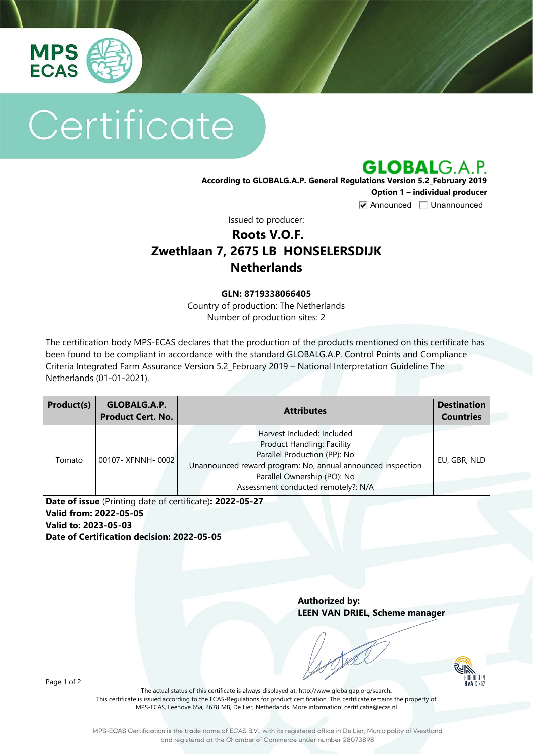# Certificate

**GLOBALG.A.P.**

**According to GLOBALG.A.P. General Regulations Version 5.2_February 2019**

**Option 1 – individual producer**

☑ Announced ☐ Unannounced

Issued to producer:

## Roots V.O.F.
## Zwethlaan 7, 2675 LB HONSELERSDIJK
## Netherlands

**GLN: 8719338066405**

Country of production: The Netherlands

Number of production sites: 2

The certification body MPS-ECAS declares that the production of the products mentioned on this certificate has been found to be compliant in accordance with the standard GLOBALG.A.P. Control Points and Compliance Criteria Integrated Farm Assurance Version 5.2_February 2019 – National Interpretation Guideline The Netherlands (01-01-2021).

| Product(s) | GLOBALG.A.P. Product Cert. No. | Attributes | Destination Countries |
|---|---|---|---|
| Tomato | 00107- XFNNH- 0002 | Harvest Included: Included<br>Product Handling: Facility<br>Parallel Production (PP): No<br>Unannounced reward program: No, annual announced inspection<br>Parallel Ownership (PO): No<br>Assessment conducted remotely?: N/A | EU, GBR, NLD |

**Date of issue** (Printing date of certificate)**: 2022-05-27**
**Valid from: 2022-05-05**
**Valid to: 2023-05-03**
**Date of Certification decision: 2022-05-05**

**Authorized by:**
**LEEN VAN DRIEL, Scheme manager**

The actual status of this certificate is always displayed at: http://www.globalgap.org/search.
This certificate is issued according to the ECAS-Regulations for product certification. This certificate remains the property of MPS-ECAS, Leehove 65a, 2678 MB, De Lier, Netherlands. More information: certificatie@ecas.nl

MPS-ECAS Certification is the trade name of ECAS B.V., with its registered office in De Lier, Municipality of Westland and registered at the Chamber of Commerce under number 28073898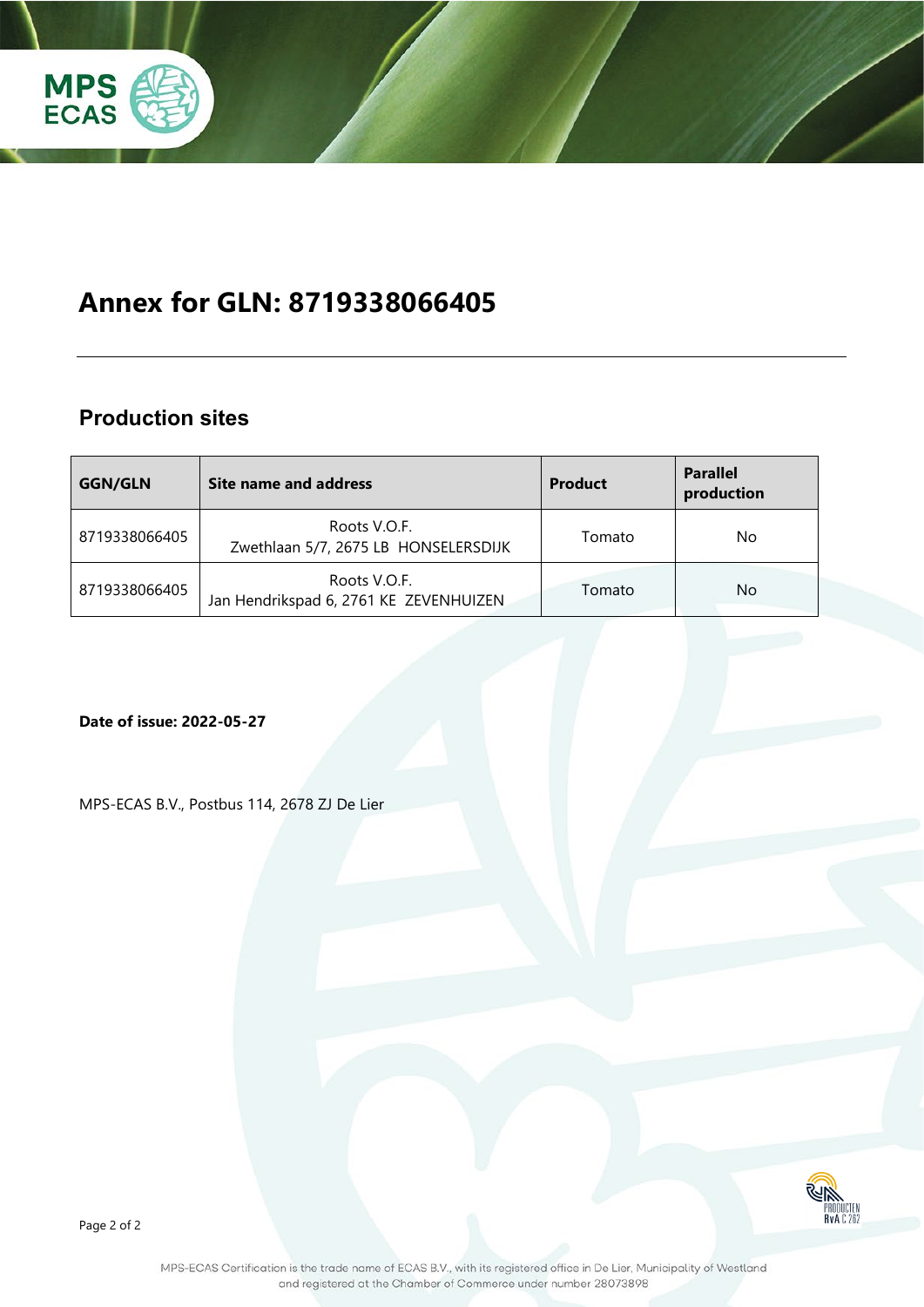# Annex for GLN: 8719338066405

## Production sites

| GGN/GLN | Site name and address | Product | Parallel production |
| --- | --- | --- | --- |
| 8719338066405 | Roots V.O.F.<br>Zwethlaan 5/7, 2675 LB HONSELERSDIJK | Tomato | No |
| 8719338066405 | Roots V.O.F.<br>Jan Hendrikspad 6, 2761 KE ZEVENHUIZEN | Tomato | No |

**Date of issue: 2022-05-27**

MPS-ECAS B.V., Postbus 114, 2678 ZJ De Lier

MPS-ECAS Certification is the trade name of ECAS B.V., with its registered office in De Lier, Municipality of Westland and registered at the Chamber of Commerce under number 28073898